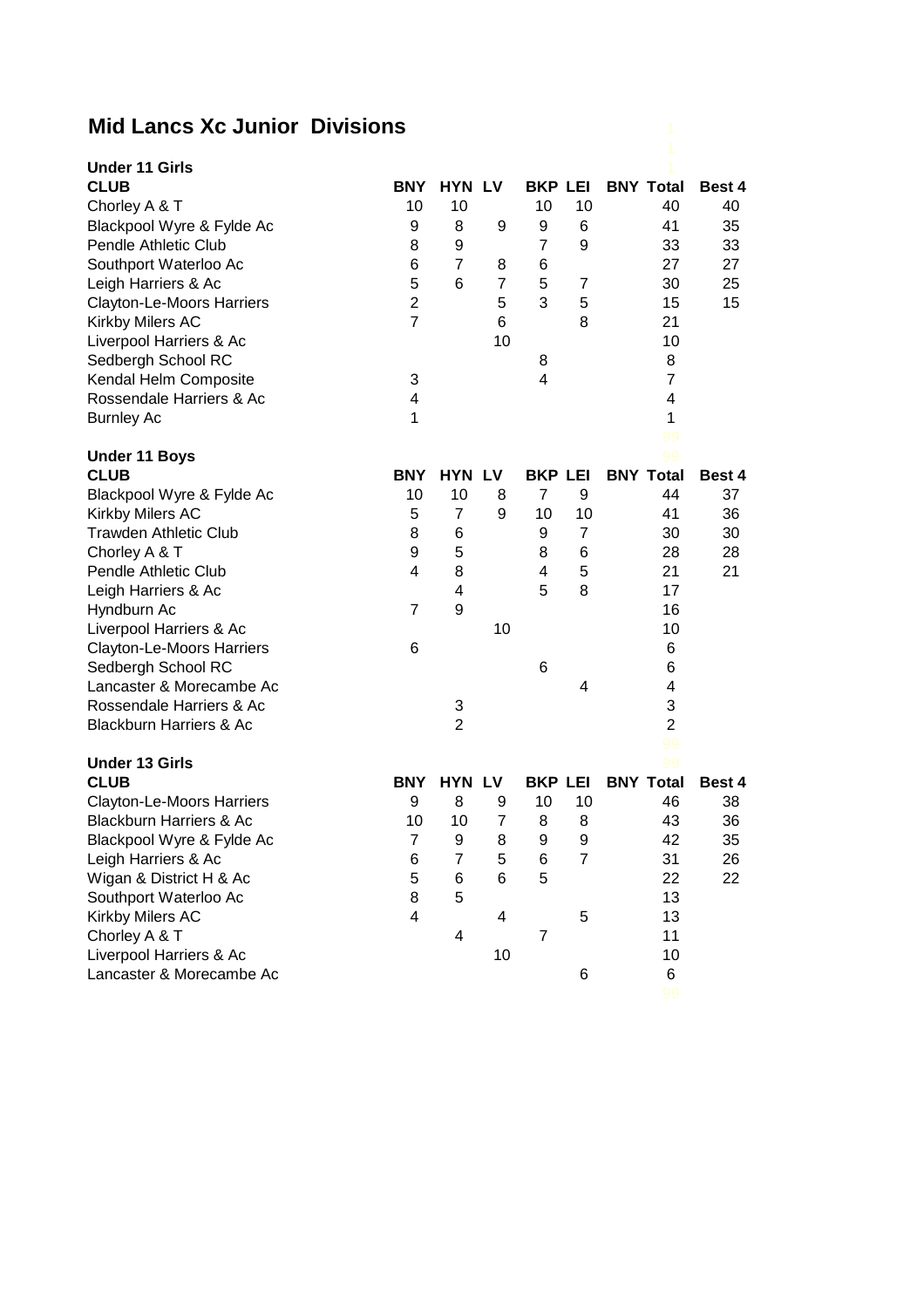# Mid Lancs Xc Junior Divisions

**Under 11 Girls**

| CLUB | BNY | HYN | LV | BKP | LEI | BNY | Total | Best 4 |
|---|---|---|---|---|---|---|---|---|
| Chorley A & T | 10 | 10 | | 10 | 10 | | 40 | 40 |
| Blackpool Wyre & Fylde Ac | 9 | 8 | 9 | 9 | 6 | | 41 | 35 |
| Pendle Athletic Club | 8 | 9 | | 7 | 9 | | 33 | 33 |
| Southport Waterloo Ac | 6 | 7 | 8 | 6 | | | 27 | 27 |
| Leigh Harriers & Ac | 5 | 6 | 7 | 5 | 7 | | 30 | 25 |
| Clayton-Le-Moors Harriers | 2 | | 5 | 3 | 5 | | 15 | 15 |
| Kirkby Milers AC | 7 | | 6 | | 8 | | 21 | |
| Liverpool Harriers & Ac | | | 10 | | | | 10 | |
| Sedbergh School RC | | | | 8 | | | 8 | |
| Kendal Helm Composite | 3 | | | 4 | | | 7 | |
| Rossendale Harriers & Ac | 4 | | | | | | 4 | |
| Burnley Ac | 1 | | | | | | 1 | |

**Under 11 Boys**

| CLUB | BNY | HYN | LV | BKP | LEI | BNY | Total | Best 4 |
|---|---|---|---|---|---|---|---|---|
| Blackpool Wyre & Fylde Ac | 10 | 10 | 8 | 7 | 9 | | 44 | 37 |
| Kirkby Milers AC | 5 | 7 | 9 | 10 | 10 | | 41 | 36 |
| Trawden Athletic Club | 8 | 6 | | 9 | 7 | | 30 | 30 |
| Chorley A & T | 9 | 5 | | 8 | 6 | | 28 | 28 |
| Pendle Athletic Club | 4 | 8 | | 4 | 5 | | 21 | 21 |
| Leigh Harriers & Ac | | 4 | | 5 | 8 | | 17 | |
| Hyndburn Ac | 7 | 9 | | | | | 16 | |
| Liverpool Harriers & Ac | | | 10 | | | | 10 | |
| Clayton-Le-Moors Harriers | 6 | | | | | | 6 | |
| Sedbergh School RC | | | | 6 | | | 6 | |
| Lancaster & Morecambe Ac | | | | | 4 | | 4 | |
| Rossendale Harriers & Ac | | 3 | | | | | 3 | |
| Blackburn Harriers & Ac | | 2 | | | | | 2 | |

**Under 13 Girls**

| CLUB | BNY | HYN | LV | BKP | LEI | BNY | Total | Best 4 |
|---|---|---|---|---|---|---|---|---|
| Clayton-Le-Moors Harriers | 9 | 8 | 9 | 10 | 10 | | 46 | 38 |
| Blackburn Harriers & Ac | 10 | 10 | 7 | 8 | 8 | | 43 | 36 |
| Blackpool Wyre & Fylde Ac | 7 | 9 | 8 | 9 | 9 | | 42 | 35 |
| Leigh Harriers & Ac | 6 | 7 | 5 | 6 | 7 | | 31 | 26 |
| Wigan & District H & Ac | 5 | 6 | 6 | 5 | | | 22 | 22 |
| Southport Waterloo Ac | 8 | 5 | | | | | 13 | |
| Kirkby Milers AC | 4 | | 4 | | 5 | | 13 | |
| Chorley A & T | | 4 | | 7 | | | 11 | |
| Liverpool Harriers & Ac | | | 10 | | | | 10 | |
| Lancaster & Morecambe Ac | | | | | 6 | | 6 | |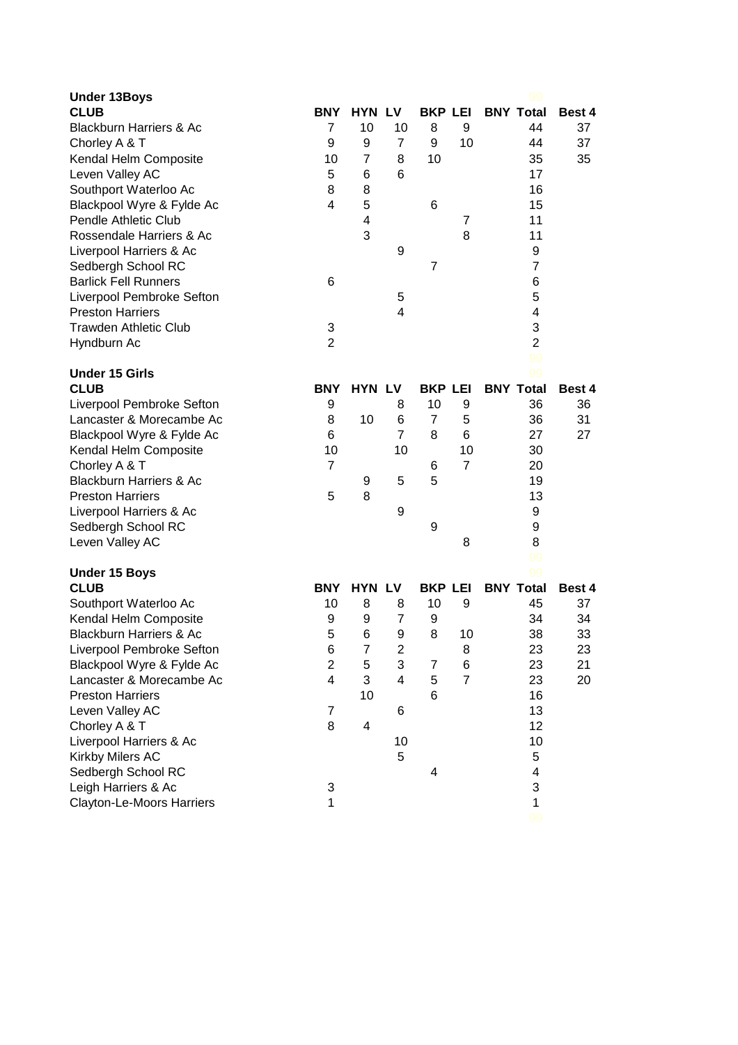**Under 13Boys**

| CLUB | BNY | HYN | LV | BKP | LEI | BNY | Total | Best 4 |
|---|---|---|---|---|---|---|---|---|
| Blackburn Harriers & Ac | 7 | 10 | 10 | 8 | 9 | | 44 | 37 |
| Chorley A & T | 9 | 9 | 7 | 9 | 10 | | 44 | 37 |
| Kendal Helm Composite | 10 | 7 | 8 | 10 | | | 35 | 35 |
| Leven Valley AC | 5 | 6 | 6 | | | | 17 | |
| Southport Waterloo Ac | 8 | 8 | | | | | 16 | |
| Blackpool Wyre & Fylde Ac | 4 | 5 | | 6 | | | 15 | |
| Pendle Athletic Club | | 4 | | | 7 | | 11 | |
| Rossendale Harriers & Ac | | 3 | | | 8 | | 11 | |
| Liverpool Harriers & Ac | | | 9 | | | | 9 | |
| Sedbergh School RC | | | | 7 | | | 7 | |
| Barlick Fell Runners | 6 | | | | | | 6 | |
| Liverpool Pembroke Sefton | | | 5 | | | | 5 | |
| Preston Harriers | | | 4 | | | | 4 | |
| Trawden Athletic Club | 3 | | | | | | 3 | |
| Hyndburn Ac | 2 | | | | | | 2 | |

**Under 15 Girls**

| CLUB | BNY | HYN | LV | BKP | LEI | BNY | Total | Best 4 |
|---|---|---|---|---|---|---|---|---|
| Liverpool Pembroke Sefton | 9 | | 8 | 10 | 9 | | 36 | 36 |
| Lancaster & Morecambe Ac | 8 | 10 | 6 | 7 | 5 | | 36 | 31 |
| Blackpool Wyre & Fylde Ac | 6 | | 7 | 8 | 6 | | 27 | 27 |
| Kendal Helm Composite | 10 | | 10 | | 10 | | 30 | |
| Chorley A & T | 7 | | | 6 | 7 | | 20 | |
| Blackburn Harriers & Ac | | 9 | 5 | 5 | | | 19 | |
| Preston Harriers | 5 | 8 | | | | | 13 | |
| Liverpool Harriers & Ac | | | 9 | | | | 9 | |
| Sedbergh School RC | | | | 9 | | | 9 | |
| Leven Valley AC | | | | | 8 | | 8 | |

**Under 15 Boys**

| CLUB | BNY | HYN | LV | BKP | LEI | BNY | Total | Best 4 |
|---|---|---|---|---|---|---|---|---|
| Southport Waterloo Ac | 10 | 8 | 8 | 10 | 9 | | 45 | 37 |
| Kendal Helm Composite | 9 | 9 | 7 | 9 | | | 34 | 34 |
| Blackburn Harriers & Ac | 5 | 6 | 9 | 8 | 10 | | 38 | 33 |
| Liverpool Pembroke Sefton | 6 | 7 | 2 | | 8 | | 23 | 23 |
| Blackpool Wyre & Fylde Ac | 2 | 5 | 3 | 7 | 6 | | 23 | 21 |
| Lancaster & Morecambe Ac | 4 | 3 | 4 | 5 | 7 | | 23 | 20 |
| Preston Harriers | | 10 | | 6 | | | 16 | |
| Leven Valley AC | 7 | | 6 | | | | 13 | |
| Chorley A & T | 8 | 4 | | | | | 12 | |
| Liverpool Harriers & Ac | | | 10 | | | | 10 | |
| Kirkby Milers AC | | | 5 | | | | 5 | |
| Sedbergh School RC | | | | 4 | | | 4 | |
| Leigh Harriers & Ac | 3 | | | | | | 3 | |
| Clayton-Le-Moors Harriers | 1 | | | | | | 1 | |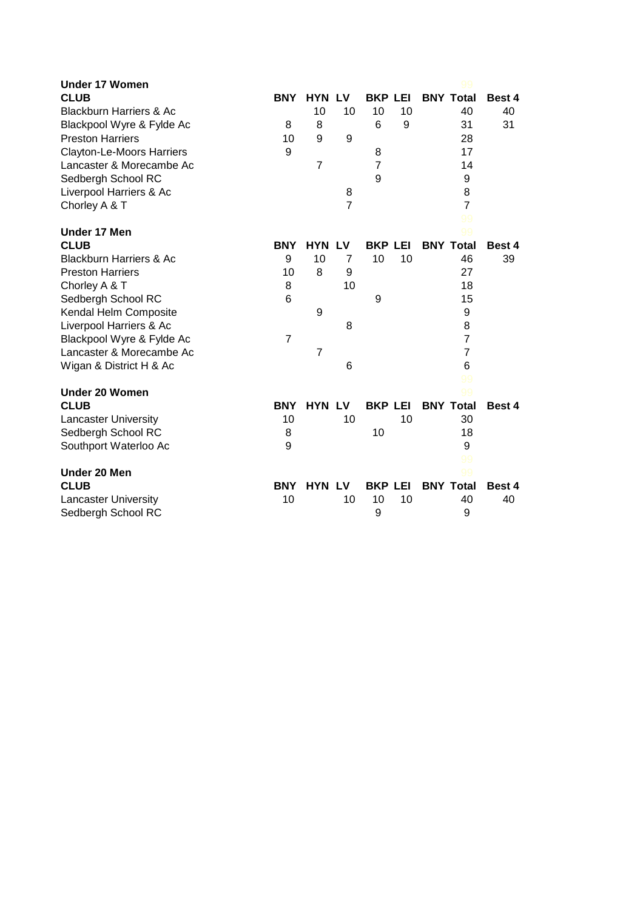**Under 17 Women**

| CLUB | BNY | HYN | LV | BKP | LEI | BNY | Total | Best 4 |
|---|---|---|---|---|---|---|---|---|
| Blackburn Harriers & Ac | | 10 | 10 | 10 | 10 | | 40 | 40 |
| Blackpool Wyre & Fylde Ac | 8 | 8 | | 6 | 9 | | 31 | 31 |
| Preston Harriers | 10 | 9 | 9 | | | | 28 | |
| Clayton-Le-Moors Harriers | 9 | | | 8 | | | 17 | |
| Lancaster & Morecambe Ac | | 7 | | 7 | | | 14 | |
| Sedbergh School RC | | | | 9 | | | 9 | |
| Liverpool Harriers & Ac | | | 8 | | | | 8 | |
| Chorley A & T | | | 7 | | | | 7 | |

**Under 17 Men**

| CLUB | BNY | HYN | LV | BKP | LEI | BNY | Total | Best 4 |
|---|---|---|---|---|---|---|---|---|
| Blackburn Harriers & Ac | 9 | 10 | 7 | 10 | 10 | | 46 | 39 |
| Preston Harriers | 10 | 8 | 9 | | | | 27 | |
| Chorley A & T | 8 | | 10 | | | | 18 | |
| Sedbergh School RC | 6 | | | 9 | | | 15 | |
| Kendal Helm Composite | | 9 | | | | | 9 | |
| Liverpool Harriers & Ac | | | 8 | | | | 8 | |
| Blackpool Wyre & Fylde Ac | 7 | | | | | | 7 | |
| Lancaster & Morecambe Ac | | 7 | | | | | 7 | |
| Wigan & District H & Ac | | | 6 | | | | 6 | |

**Under 20 Women**

| CLUB | BNY | HYN | LV | BKP | LEI | BNY | Total | Best 4 |
|---|---|---|---|---|---|---|---|---|
| Lancaster University | 10 | | 10 | | 10 | | 30 | |
| Sedbergh School RC | 8 | | | 10 | | | 18 | |
| Southport Waterloo Ac | 9 | | | | | | 9 | |

**Under 20 Men**

| CLUB | BNY | HYN | LV | BKP | LEI | BNY | Total | Best 4 |
|---|---|---|---|---|---|---|---|---|
| Lancaster University | 10 | | 10 | 10 | 10 | | 40 | 40 |
| Sedbergh School RC | | | | 9 | | | 9 | |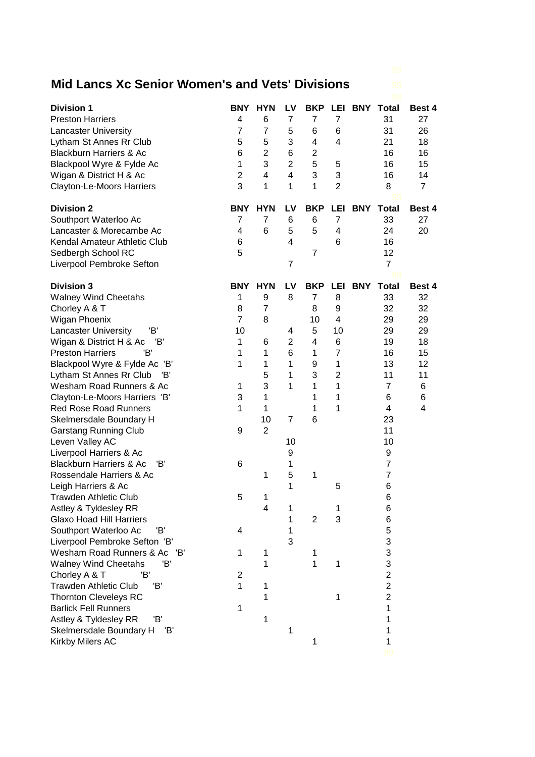# Mid Lancs Xc Senior Women's and Vets' Divisions

| Division 1 | BNY | HYN | LV | BKP | LEI | BNY | Total | Best 4 |
|---|---|---|---|---|---|---|---|---|
| Preston Harriers | 4 | 6 | 7 | 7 | 7 | | 31 | 27 |
| Lancaster University | 7 | 7 | 5 | 6 | 6 | | 31 | 26 |
| Lytham St Annes Rr Club | 5 | 5 | 3 | 4 | 4 | | 21 | 18 |
| Blackburn Harriers & Ac | 6 | 2 | 6 | 2 | | | 16 | 16 |
| Blackpool Wyre & Fylde Ac | 1 | 3 | 2 | 5 | 5 | | 16 | 15 |
| Wigan & District H & Ac | 2 | 4 | 4 | 3 | 3 | | 16 | 14 |
| Clayton-Le-Moors Harriers | 3 | 1 | 1 | 1 | 2 | | 8 | 7 |

| Division 2 | BNY | HYN | LV | BKP | LEI | BNY | Total | Best 4 |
|---|---|---|---|---|---|---|---|---|
| Southport Waterloo Ac | 7 | 7 | 6 | 6 | 7 | | 33 | 27 |
| Lancaster & Morecambe Ac | 4 | 6 | 5 | 5 | 4 | | 24 | 20 |
| Kendal Amateur Athletic Club | 6 | | 4 | | 6 | | 16 | |
| Sedbergh School RC | 5 | | | 7 | | | 12 | |
| Liverpool Pembroke Sefton | | | 7 | | | | 7 | |

| Division 3 | BNY | HYN | LV | BKP | LEI | BNY | Total | Best 4 |
|---|---|---|---|---|---|---|---|---|
| Walney Wind Cheetahs | 1 | 9 | 8 | 7 | 8 | | 33 | 32 |
| Chorley A & T | 8 | 7 | | 8 | 9 | | 32 | 32 |
| Wigan Phoenix | 7 | 8 | | 10 | 4 | | 29 | 29 |
| Lancaster University 'B' | 10 | | 4 | 5 | 10 | | 29 | 29 |
| Wigan & District H & Ac 'B' | 1 | 6 | 2 | 4 | 6 | | 19 | 18 |
| Preston Harriers 'B' | 1 | 1 | 6 | 1 | 7 | | 16 | 15 |
| Blackpool Wyre & Fylde Ac 'B' | 1 | 1 | 1 | 9 | 1 | | 13 | 12 |
| Lytham St Annes Rr Club 'B' | | 5 | 1 | 3 | 2 | | 11 | 11 |
| Wesham Road Runners & Ac | 1 | 3 | 1 | 1 | 1 | | 7 | 6 |
| Clayton-Le-Moors Harriers 'B' | 3 | 1 | | 1 | 1 | | 6 | 6 |
| Red Rose Road Runners | 1 | 1 | | 1 | 1 | | 4 | 4 |
| Skelmersdale Boundary H | | 10 | 7 | 6 | | | 23 | |
| Garstang Running Club | 9 | 2 | | | | | 11 | |
| Leven Valley AC | | | 10 | | | | 10 | |
| Liverpool Harriers & Ac | | | 9 | | | | 9 | |
| Blackburn Harriers & Ac 'B' | 6 | | 1 | | | | 7 | |
| Rossendale Harriers & Ac | | 1 | 5 | 1 | | | 7 | |
| Leigh Harriers & Ac | | | 1 | | 5 | | 6 | |
| Trawden Athletic Club | 5 | 1 | | | | | 6 | |
| Astley & Tyldesley RR | | 4 | 1 | | 1 | | 6 | |
| Glaxo Hoad Hill Harriers | | | 1 | 2 | 3 | | 6 | |
| Southport Waterloo Ac 'B' | 4 | | 1 | | | | 5 | |
| Liverpool Pembroke Sefton 'B' | | | 3 | | | | 3 | |
| Wesham Road Runners & Ac 'B' | 1 | 1 | | 1 | | | 3 | |
| Walney Wind Cheetahs 'B' | | 1 | | 1 | 1 | | 3 | |
| Chorley A & T 'B' | 2 | | | | | | 2 | |
| Trawden Athletic Club 'B' | 1 | 1 | | | | | 2 | |
| Thornton Cleveleys RC | | 1 | | | 1 | | 2 | |
| Barlick Fell Runners | 1 | | | | | | 1 | |
| Astley & Tyldesley RR 'B' | | 1 | | | | | 1 | |
| Skelmersdale Boundary H 'B' | | | 1 | | | | 1 | |
| Kirkby Milers AC | | | | 1 | | | 1 | |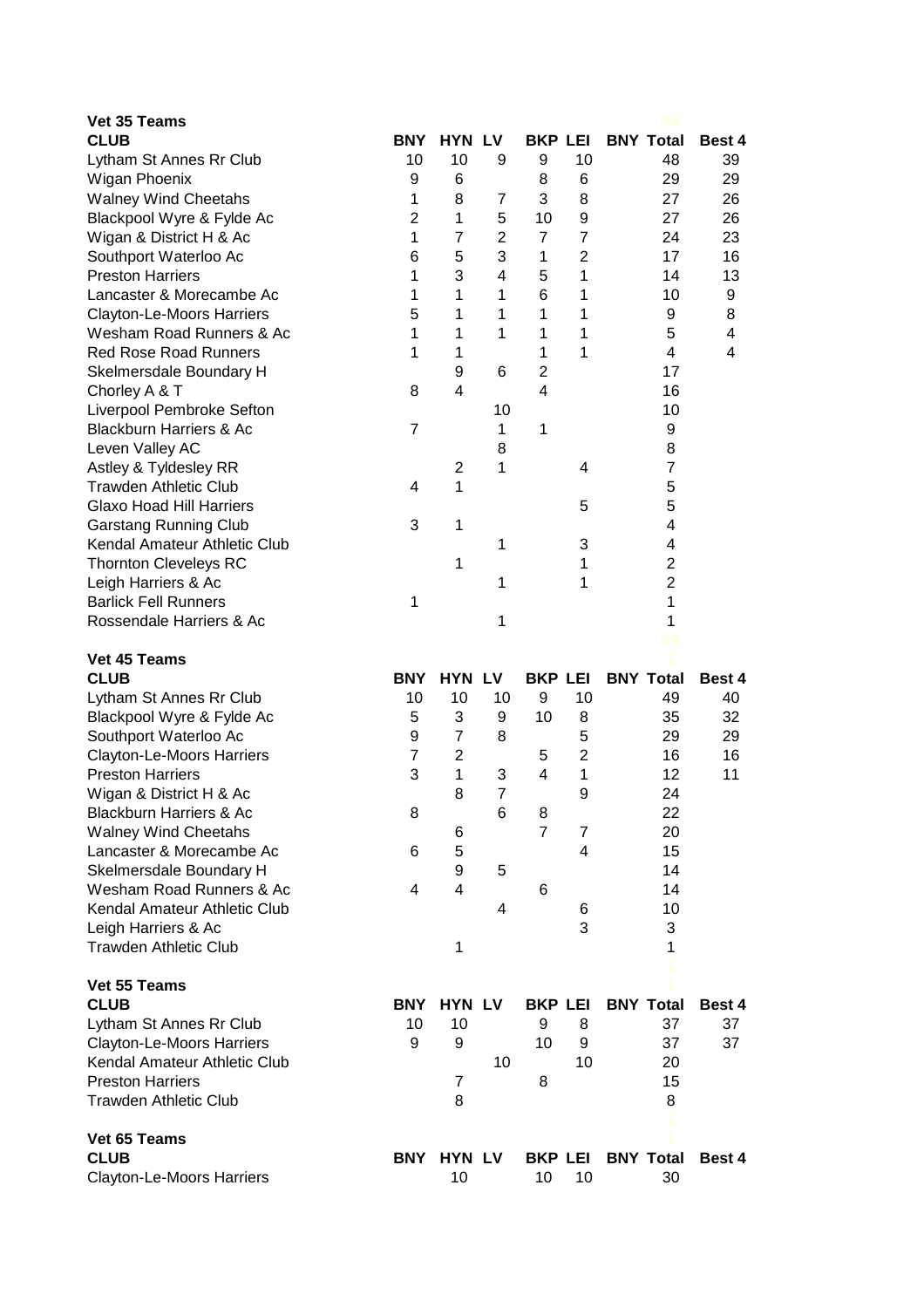**Vet 35 Teams**

| CLUB | BNY | HYN | LV | BKP | LEI | BNY | Total | Best 4 |
|---|---|---|---|---|---|---|---|---|
| Lytham St Annes Rr Club | 10 | 10 | 9 | 9 | 10 | | 48 | 39 |
| Wigan Phoenix | 9 | 6 | | 8 | 6 | | 29 | 29 |
| Walney Wind Cheetahs | 1 | 8 | 7 | 3 | 8 | | 27 | 26 |
| Blackpool Wyre & Fylde Ac | 2 | 1 | 5 | 10 | 9 | | 27 | 26 |
| Wigan & District H & Ac | 1 | 7 | 2 | 7 | 7 | | 24 | 23 |
| Southport Waterloo Ac | 6 | 5 | 3 | 1 | 2 | | 17 | 16 |
| Preston Harriers | 1 | 3 | 4 | 5 | 1 | | 14 | 13 |
| Lancaster & Morecambe Ac | 1 | 1 | 1 | 6 | 1 | | 10 | 9 |
| Clayton-Le-Moors Harriers | 5 | 1 | 1 | 1 | 1 | | 9 | 8 |
| Wesham Road Runners & Ac | 1 | 1 | 1 | 1 | 1 | | 5 | 4 |
| Red Rose Road Runners | 1 | 1 | | 1 | 1 | | 4 | 4 |
| Skelmersdale Boundary H | | 9 | 6 | 2 | | | 17 | |
| Chorley A & T | 8 | 4 | | 4 | | | 16 | |
| Liverpool Pembroke Sefton | | | 10 | | | | 10 | |
| Blackburn Harriers & Ac | 7 | | 1 | 1 | | | 9 | |
| Leven Valley AC | | | 8 | | | | 8 | |
| Astley & Tyldesley RR | | 2 | 1 | | 4 | | 7 | |
| Trawden Athletic Club | 4 | 1 | | | | | 5 | |
| Glaxo Hoad Hill Harriers | | | | | 5 | | 5 | |
| Garstang Running Club | 3 | 1 | | | | | 4 | |
| Kendal Amateur Athletic Club | | | 1 | | 3 | | 4 | |
| Thornton Cleveleys RC | | 1 | | | 1 | | 2 | |
| Leigh Harriers & Ac | | | 1 | | 1 | | 2 | |
| Barlick Fell Runners | 1 | | | | | | 1 | |
| Rossendale Harriers & Ac | | | 1 | | | | 1 | |

**Vet 45 Teams**

| CLUB | BNY | HYN | LV | BKP | LEI | BNY | Total | Best 4 |
|---|---|---|---|---|---|---|---|---|
| Lytham St Annes Rr Club | 10 | 10 | 10 | 9 | 10 | | 49 | 40 |
| Blackpool Wyre & Fylde Ac | 5 | 3 | 9 | 10 | 8 | | 35 | 32 |
| Southport Waterloo Ac | 9 | 7 | 8 | | 5 | | 29 | 29 |
| Clayton-Le-Moors Harriers | 7 | 2 | | 5 | 2 | | 16 | 16 |
| Preston Harriers | 3 | 1 | 3 | 4 | 1 | | 12 | 11 |
| Wigan & District H & Ac | | 8 | 7 | | 9 | | 24 | |
| Blackburn Harriers & Ac | 8 | | 6 | 8 | | | 22 | |
| Walney Wind Cheetahs | | 6 | | 7 | 7 | | 20 | |
| Lancaster & Morecambe Ac | 6 | 5 | | | 4 | | 15 | |
| Skelmersdale Boundary H | | 9 | 5 | | | | 14 | |
| Wesham Road Runners & Ac | 4 | 4 | | 6 | | | 14 | |
| Kendal Amateur Athletic Club | | | 4 | | 6 | | 10 | |
| Leigh Harriers & Ac | | | | | 3 | | 3 | |
| Trawden Athletic Club | | 1 | | | | | 1 | |

**Vet 55 Teams**

| CLUB | BNY | HYN | LV | BKP | LEI | BNY | Total | Best 4 |
|---|---|---|---|---|---|---|---|---|
| Lytham St Annes Rr Club | 10 | 10 | | 9 | 8 | | 37 | 37 |
| Clayton-Le-Moors Harriers | 9 | 9 | | 10 | 9 | | 37 | 37 |
| Kendal Amateur Athletic Club | | | 10 | | 10 | | 20 | |
| Preston Harriers | | 7 | | 8 | | | 15 | |
| Trawden Athletic Club | | 8 | | | | | 8 | |

**Vet 65 Teams**

| CLUB | BNY | HYN | LV | BKP | LEI | BNY | Total | Best 4 |
|---|---|---|---|---|---|---|---|---|
| Clayton-Le-Moors Harriers | | 10 | | 10 | 10 | | 30 | |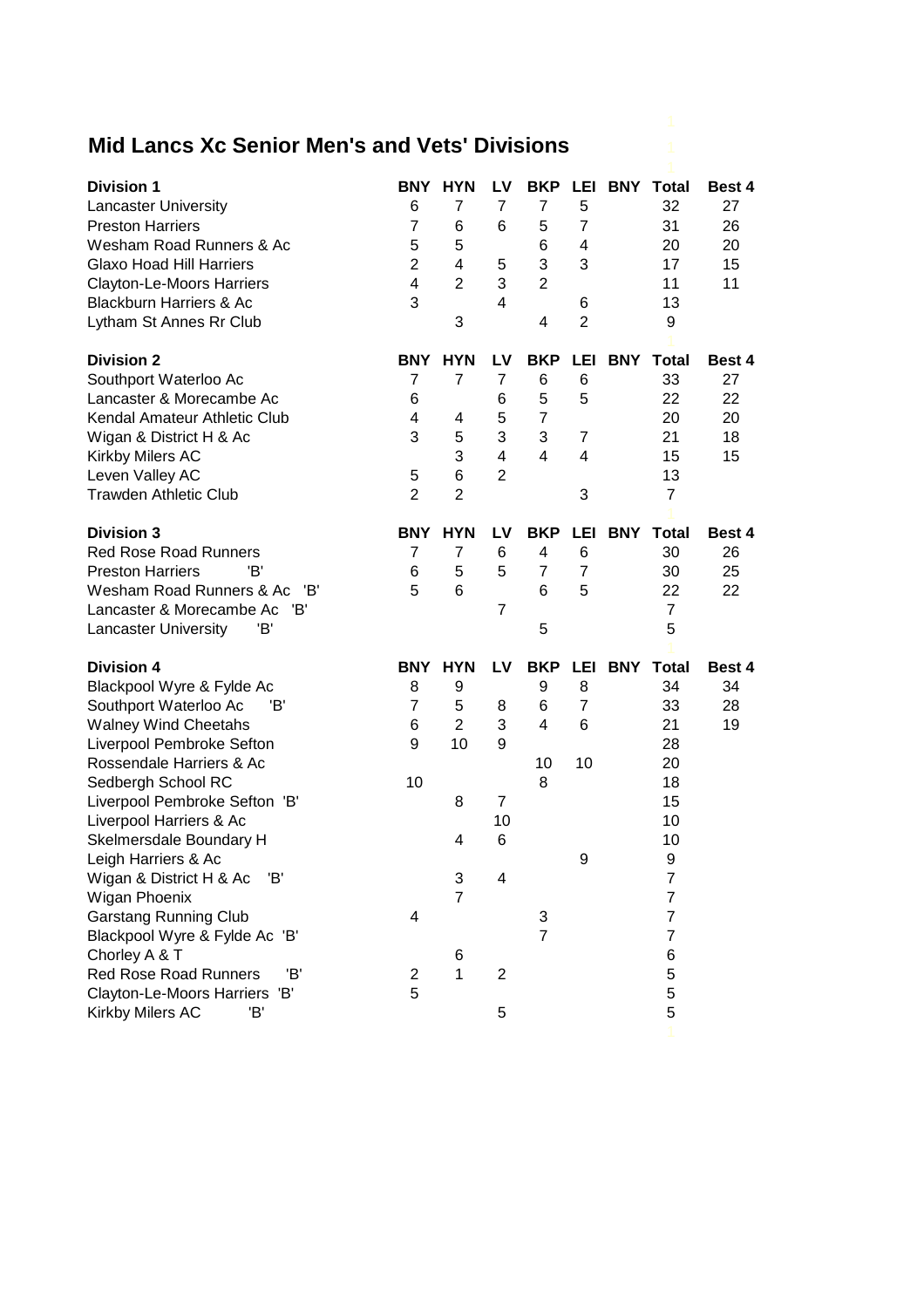## Mid Lancs Xc Senior Men's and Vets' Divisions

| Division 1 | BNY | HYN | LV | BKP | LEI | BNY | Total | Best 4 |
|---|---|---|---|---|---|---|---|---|
| Lancaster University | 6 | 7 | 7 | 7 | 5 | | 32 | 27 |
| Preston Harriers | 7 | 6 | 6 | 5 | 7 | | 31 | 26 |
| Wesham Road Runners & Ac | 5 | 5 | | 6 | 4 | | 20 | 20 |
| Glaxo Hoad Hill Harriers | 2 | 4 | 5 | 3 | 3 | | 17 | 15 |
| Clayton-Le-Moors Harriers | 4 | 2 | 3 | 2 | | | 11 | 11 |
| Blackburn Harriers & Ac | 3 | | 4 | | 6 | | 13 | |
| Lytham St Annes Rr Club | | 3 | | 4 | 2 | | 9 | |

| Division 2 | BNY | HYN | LV | BKP | LEI | BNY | Total | Best 4 |
|---|---|---|---|---|---|---|---|---|
| Southport Waterloo Ac | 7 | 7 | 7 | 6 | 6 | | 33 | 27 |
| Lancaster & Morecambe Ac | 6 | | 6 | 5 | 5 | | 22 | 22 |
| Kendal Amateur Athletic Club | 4 | 4 | 5 | 7 | | | 20 | 20 |
| Wigan & District H & Ac | 3 | 5 | 3 | 3 | 7 | | 21 | 18 |
| Kirkby Milers AC | | 3 | 4 | 4 | 4 | | 15 | 15 |
| Leven Valley AC | 5 | 6 | 2 | | | | 13 | |
| Trawden Athletic Club | 2 | 2 | | | 3 | | 7 | |

| Division 3 | BNY | HYN | LV | BKP | LEI | BNY | Total | Best 4 |
|---|---|---|---|---|---|---|---|---|
| Red Rose Road Runners | 7 | 7 | 6 | 4 | 6 | | 30 | 26 |
| Preston Harriers 'B' | 6 | 5 | 5 | 7 | 7 | | 30 | 25 |
| Wesham Road Runners & Ac 'B' | 5 | 6 | | 6 | 5 | | 22 | 22 |
| Lancaster & Morecambe Ac 'B' | | | 7 | | | | 7 | |
| Lancaster University 'B' | | | | 5 | | | 5 | |

| Division 4 | BNY | HYN | LV | BKP | LEI | BNY | Total | Best 4 |
|---|---|---|---|---|---|---|---|---|
| Blackpool Wyre & Fylde Ac | 8 | 9 | | 9 | 8 | | 34 | 34 |
| Southport Waterloo Ac 'B' | 7 | 5 | 8 | 6 | 7 | | 33 | 28 |
| Walney Wind Cheetahs | 6 | 2 | 3 | 4 | 6 | | 21 | 19 |
| Liverpool Pembroke Sefton | 9 | 10 | 9 | | | | 28 | |
| Rossendale Harriers & Ac | | | | 10 | 10 | | 20 | |
| Sedbergh School RC | 10 | | | 8 | | | 18 | |
| Liverpool Pembroke Sefton 'B' | | 8 | 7 | | | | 15 | |
| Liverpool Harriers & Ac | | | 10 | | | | 10 | |
| Skelmersdale Boundary H | | 4 | 6 | | | | 10 | |
| Leigh Harriers & Ac | | | | | 9 | | 9 | |
| Wigan & District H & Ac 'B' | | 3 | 4 | | | | 7 | |
| Wigan Phoenix | | 7 | | | | | 7 | |
| Garstang Running Club | 4 | | | 3 | | | 7 | |
| Blackpool Wyre & Fylde Ac 'B' | | | | 7 | | | 7 | |
| Chorley A & T | | 6 | | | | | 6 | |
| Red Rose Road Runners 'B' | 2 | 1 | 2 | | | | 5 | |
| Clayton-Le-Moors Harriers 'B' | 5 | | | | | | 5 | |
| Kirkby Milers AC 'B' | | | 5 | | | | 5 | |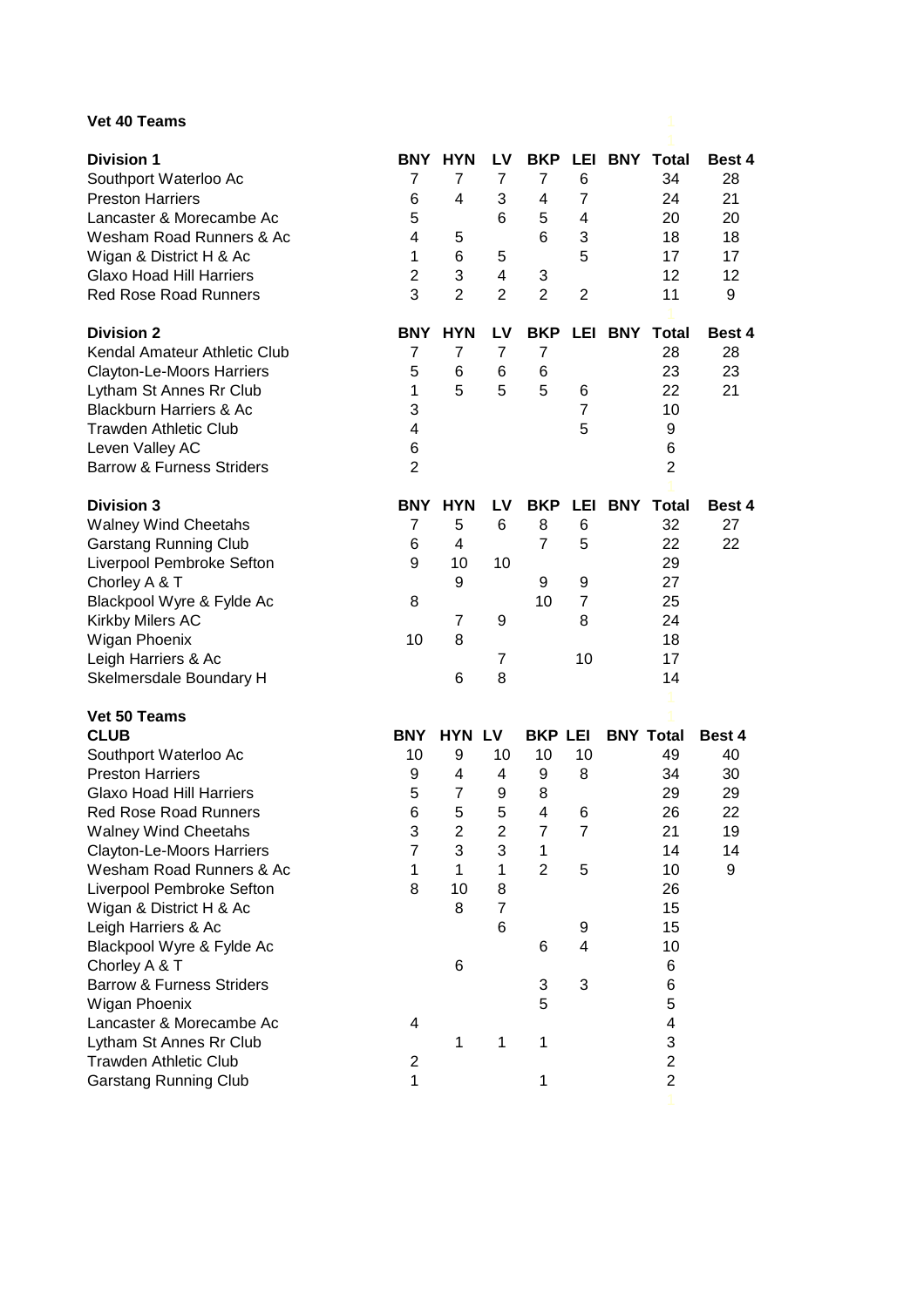**Vet 40 Teams**

| **Division 1** | **BNY** | **HYN** | **LV** | **BKP** | **LEI** | **BNY** | **Total** | **Best 4** |
|---|---|---|---|---|---|---|---|---|
| Southport Waterloo Ac | 7 | 7 | 7 | 7 | 6 | | 34 | 28 |
| Preston Harriers | 6 | 4 | 3 | 4 | 7 | | 24 | 21 |
| Lancaster & Morecambe Ac | 5 | | 6 | 5 | 4 | | 20 | 20 |
| Wesham Road Runners & Ac | 4 | 5 | | 6 | 3 | | 18 | 18 |
| Wigan & District H & Ac | 1 | 6 | 5 | | 5 | | 17 | 17 |
| Glaxo Hoad Hill Harriers | 2 | 3 | 4 | 3 | | | 12 | 12 |
| Red Rose Road Runners | 3 | 2 | 2 | 2 | 2 | | 11 | 9 |

| **Division 2** | **BNY** | **HYN** | **LV** | **BKP** | **LEI** | **BNY** | **Total** | **Best 4** |
|---|---|---|---|---|---|---|---|---|
| Kendal Amateur Athletic Club | 7 | 7 | 7 | 7 | | | 28 | 28 |
| Clayton-Le-Moors Harriers | 5 | 6 | 6 | 6 | | | 23 | 23 |
| Lytham St Annes Rr Club | 1 | 5 | 5 | 5 | 6 | | 22 | 21 |
| Blackburn Harriers & Ac | 3 | | | | 7 | | 10 | |
| Trawden Athletic Club | 4 | | | | 5 | | 9 | |
| Leven Valley AC | 6 | | | | | | 6 | |
| Barrow & Furness Striders | 2 | | | | | | 2 | |

| **Division 3** | **BNY** | **HYN** | **LV** | **BKP** | **LEI** | **BNY** | **Total** | **Best 4** |
|---|---|---|---|---|---|---|---|---|
| Walney Wind Cheetahs | 7 | 5 | 6 | 8 | 6 | | 32 | 27 |
| Garstang Running Club | 6 | 4 | | 7 | 5 | | 22 | 22 |
| Liverpool Pembroke Sefton | 9 | 10 | 10 | | | | 29 | |
| Chorley A & T | | 9 | | 9 | 9 | | 27 | |
| Blackpool Wyre & Fylde Ac | 8 | | | 10 | 7 | | 25 | |
| Kirkby Milers AC | | 7 | 9 | | 8 | | 24 | |
| Wigan Phoenix | 10 | 8 | | | | | 18 | |
| Leigh Harriers & Ac | | | 7 | | 10 | | 17 | |
| Skelmersdale Boundary H | | 6 | 8 | | | | 14 | |

**Vet 50 Teams**

| **CLUB** | **BNY** | **HYN** | **LV** | **BKP** | **LEI** | **BNY** | **Total** | **Best 4** |
|---|---|---|---|---|---|---|---|---|
| Southport Waterloo Ac | 10 | 9 | 10 | 10 | 10 | | 49 | 40 |
| Preston Harriers | 9 | 4 | 4 | 9 | 8 | | 34 | 30 |
| Glaxo Hoad Hill Harriers | 5 | 7 | 9 | 8 | | | 29 | 29 |
| Red Rose Road Runners | 6 | 5 | 5 | 4 | 6 | | 26 | 22 |
| Walney Wind Cheetahs | 3 | 2 | 2 | 7 | 7 | | 21 | 19 |
| Clayton-Le-Moors Harriers | 7 | 3 | 3 | 1 | | | 14 | 14 |
| Wesham Road Runners & Ac | 1 | 1 | 1 | 2 | 5 | | 10 | 9 |
| Liverpool Pembroke Sefton | 8 | 10 | 8 | | | | 26 | |
| Wigan & District H & Ac | | 8 | 7 | | | | 15 | |
| Leigh Harriers & Ac | | | 6 | | 9 | | 15 | |
| Blackpool Wyre & Fylde Ac | | | | 6 | 4 | | 10 | |
| Chorley A & T | | 6 | | | | | 6 | |
| Barrow & Furness Striders | | | | 3 | 3 | | 6 | |
| Wigan Phoenix | | | | 5 | | | 5 | |
| Lancaster & Morecambe Ac | 4 | | | | | | 4 | |
| Lytham St Annes Rr Club | | 1 | 1 | 1 | | | 3 | |
| Trawden Athletic Club | 2 | | | | | | 2 | |
| Garstang Running Club | 1 | | | 1 | | | 2 | |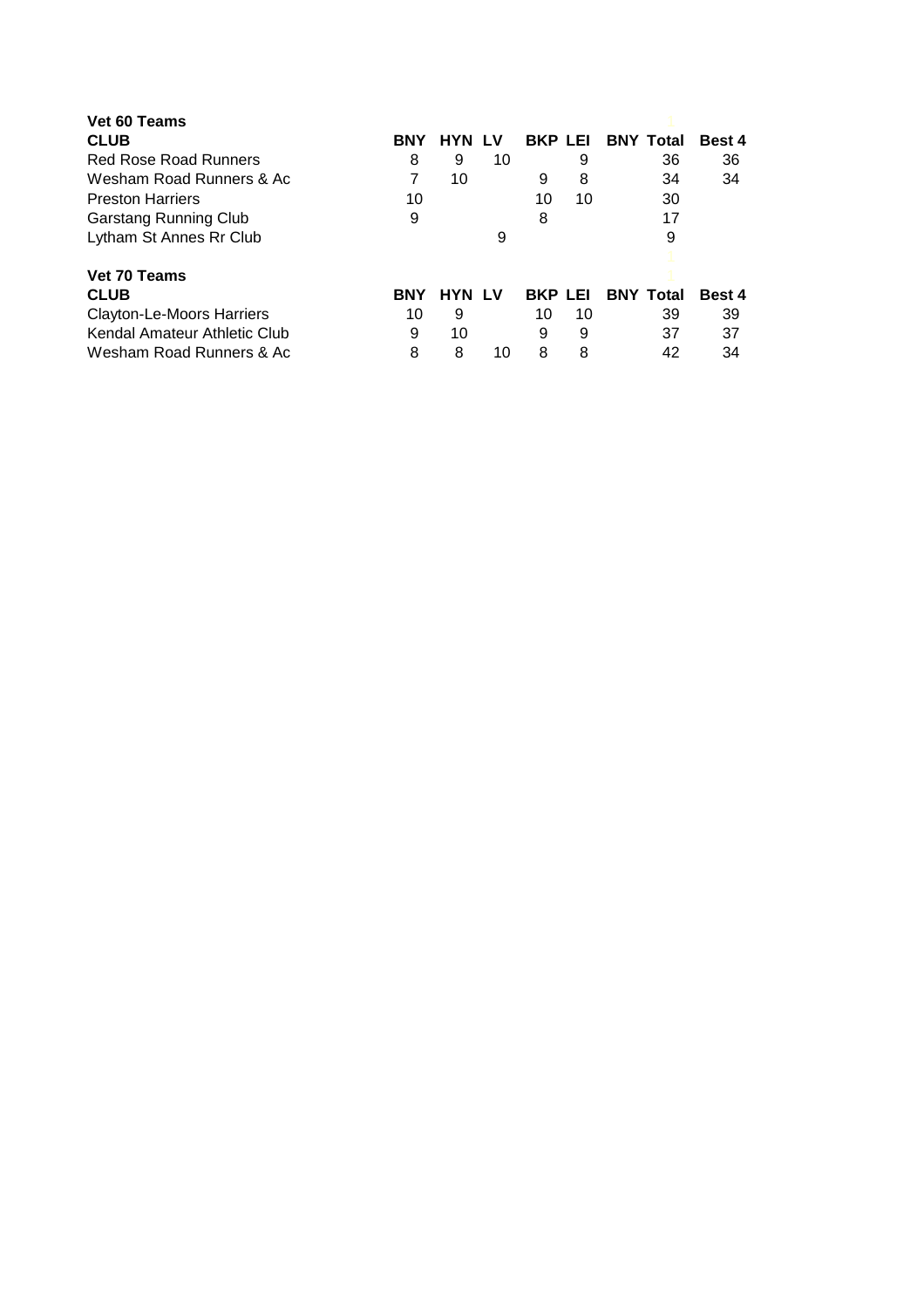### Vet 60 Teams

| CLUB | BNY | HYN | LV | BKP | LEI | BNY | Total | Best 4 |
|---|---|---|---|---|---|---|---|---|
| Red Rose Road Runners | 8 | 9 | 10 | | 9 | | 36 | 36 |
| Wesham Road Runners & Ac | 7 | 10 | | 9 | 8 | | 34 | 34 |
| Preston Harriers | 10 | | | 10 | 10 | | 30 | |
| Garstang Running Club | 9 | | | 8 | | | 17 | |
| Lytham St Annes Rr Club | | | 9 | | | | 9 | |

### Vet 70 Teams

| CLUB | BNY | HYN | LV | BKP | LEI | BNY | Total | Best 4 |
|---|---|---|---|---|---|---|---|---|
| Clayton-Le-Moors Harriers | 10 | 9 | | 10 | 10 | | 39 | 39 |
| Kendal Amateur Athletic Club | 9 | 10 | | 9 | 9 | | 37 | 37 |
| Wesham Road Runners & Ac | 8 | 8 | 10 | 8 | 8 | | 42 | 34 |